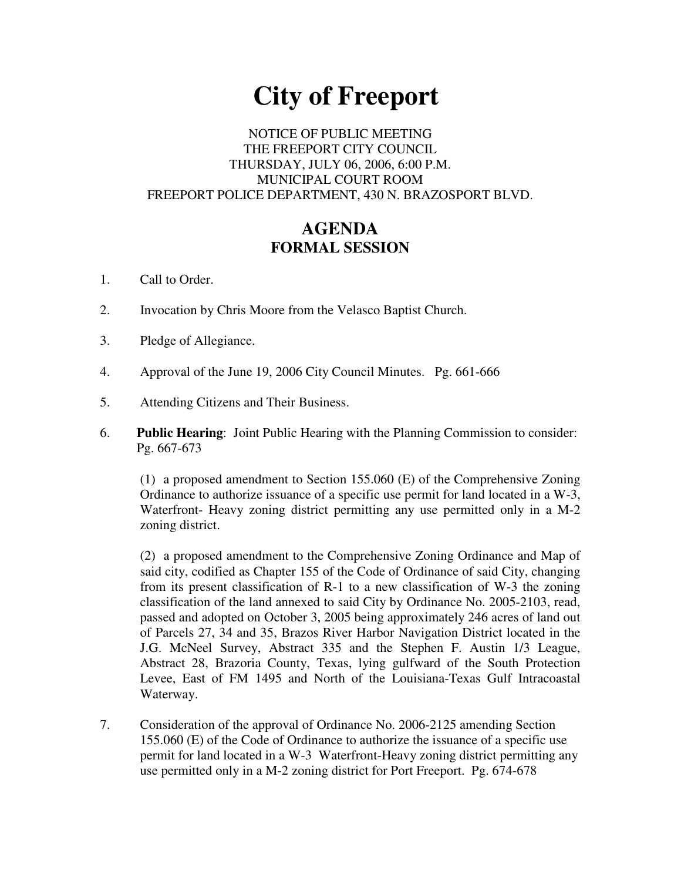# City of Freeport

NOTICE OF PUBLIC MEETING
THE FREEPORT CITY COUNCIL
THURSDAY, JULY 06, 2006, 6:00 P.M.
MUNICIPAL COURT ROOM
FREEPORT POLICE DEPARTMENT, 430 N. BRAZOSPORT BLVD.

## AGENDA
### FORMAL SESSION

1. Call to Order.

2. Invocation by Chris Moore from the Velasco Baptist Church.

3. Pledge of Allegiance.

4. Approval of the June 19, 2006 City Council Minutes. Pg. 661-666

5. Attending Citizens and Their Business.

6. **Public Hearing**: Joint Public Hearing with the Planning Commission to consider: Pg. 667-673

   (1) a proposed amendment to Section 155.060 (E) of the Comprehensive Zoning Ordinance to authorize issuance of a specific use permit for land located in a W-3, Waterfront- Heavy zoning district permitting any use permitted only in a M-2 zoning district.

   (2) a proposed amendment to the Comprehensive Zoning Ordinance and Map of said city, codified as Chapter 155 of the Code of Ordinance of said City, changing from its present classification of R-1 to a new classification of W-3 the zoning classification of the land annexed to said City by Ordinance No. 2005-2103, read, passed and adopted on October 3, 2005 being approximately 246 acres of land out of Parcels 27, 34 and 35, Brazos River Harbor Navigation District located in the J.G. McNeel Survey, Abstract 335 and the Stephen F. Austin 1/3 League, Abstract 28, Brazoria County, Texas, lying gulfward of the South Protection Levee, East of FM 1495 and North of the Louisiana-Texas Gulf Intracoastal Waterway.

7. Consideration of the approval of Ordinance No. 2006-2125 amending Section 155.060 (E) of the Code of Ordinance to authorize the issuance of a specific use permit for land located in a W-3 Waterfront-Heavy zoning district permitting any use permitted only in a M-2 zoning district for Port Freeport. Pg. 674-678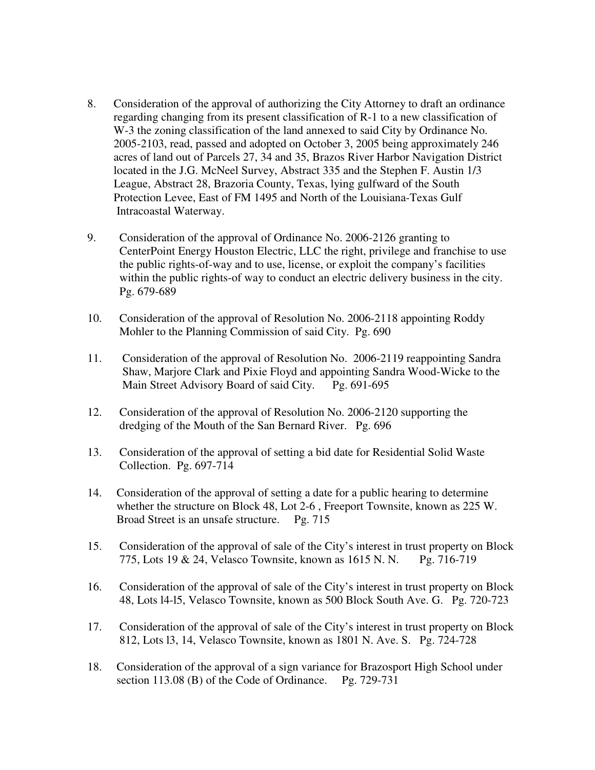8. Consideration of the approval of authorizing the City Attorney to draft an ordinance regarding changing from its present classification of R-1 to a new classification of W-3 the zoning classification of the land annexed to said City by Ordinance No. 2005-2103, read, passed and adopted on October 3, 2005 being approximately 246 acres of land out of Parcels 27, 34 and 35, Brazos River Harbor Navigation District located in the J.G. McNeel Survey, Abstract 335 and the Stephen F. Austin 1/3 League, Abstract 28, Brazoria County, Texas, lying gulfward of the South Protection Levee, East of FM 1495 and North of the Louisiana-Texas Gulf Intracoastal Waterway.

9. Consideration of the approval of Ordinance No. 2006-2126 granting to CenterPoint Energy Houston Electric, LLC the right, privilege and franchise to use the public rights-of-way and to use, license, or exploit the company's facilities within the public rights-of way to conduct an electric delivery business in the city. Pg. 679-689

10. Consideration of the approval of Resolution No. 2006-2118 appointing Roddy Mohler to the Planning Commission of said City. Pg. 690

11. Consideration of the approval of Resolution No. 2006-2119 reappointing Sandra Shaw, Marjore Clark and Pixie Floyd and appointing Sandra Wood-Wicke to the Main Street Advisory Board of said City. Pg. 691-695

12. Consideration of the approval of Resolution No. 2006-2120 supporting the dredging of the Mouth of the San Bernard River. Pg. 696

13. Consideration of the approval of setting a bid date for Residential Solid Waste Collection. Pg. 697-714

14. Consideration of the approval of setting a date for a public hearing to determine whether the structure on Block 48, Lot 2-6 , Freeport Townsite, known as 225 W. Broad Street is an unsafe structure. Pg. 715

15. Consideration of the approval of sale of the City's interest in trust property on Block 775, Lots 19 & 24, Velasco Townsite, known as 1615 N. N. Pg. 716-719

16. Consideration of the approval of sale of the City's interest in trust property on Block 48, Lots l4-l5, Velasco Townsite, known as 500 Block South Ave. G. Pg. 720-723

17. Consideration of the approval of sale of the City's interest in trust property on Block 812, Lots l3, 14, Velasco Townsite, known as 1801 N. Ave. S. Pg. 724-728

18. Consideration of the approval of a sign variance for Brazosport High School under section 113.08 (B) of the Code of Ordinance. Pg. 729-731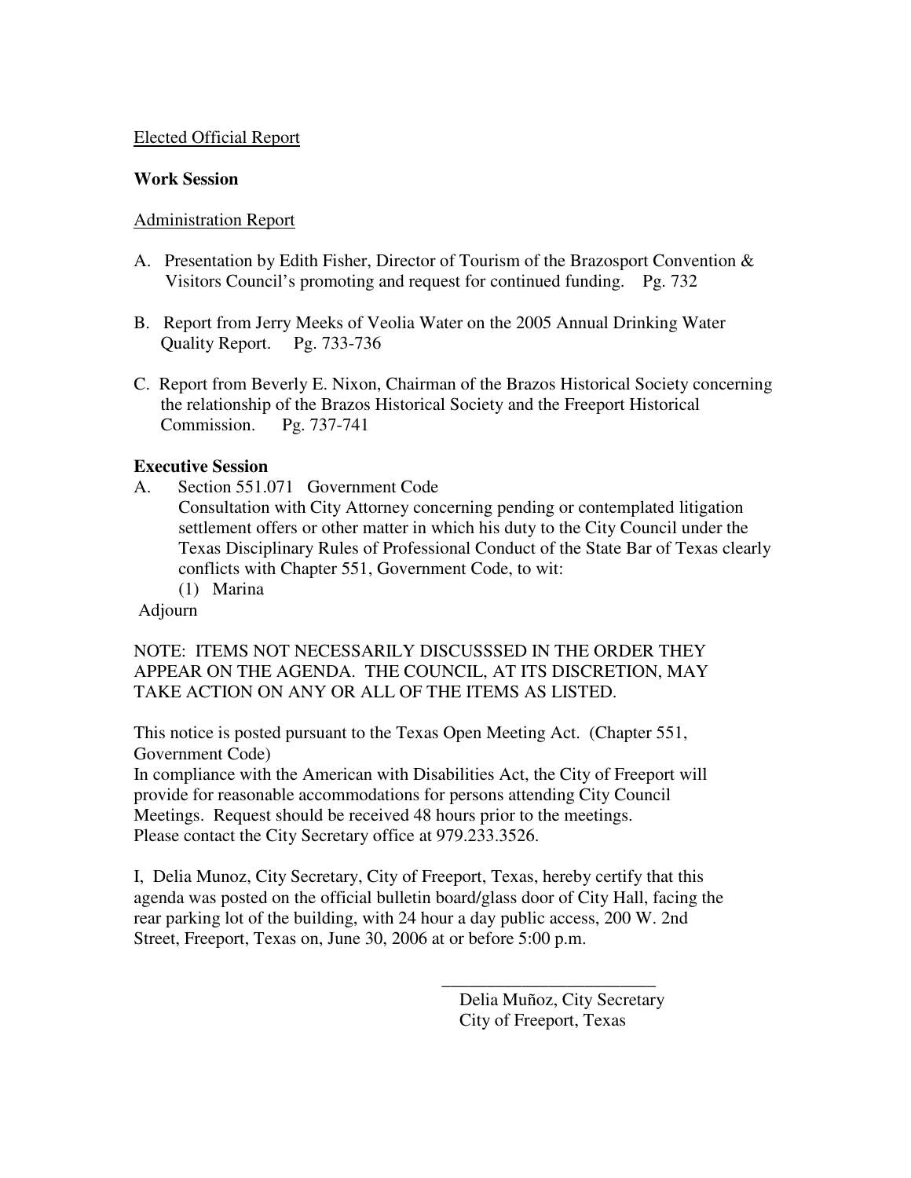Elected Official Report

**Work Session**

Administration Report

A. Presentation by Edith Fisher, Director of Tourism of the Brazosport Convention & Visitors Council's promoting and request for continued funding. Pg. 732

B. Report from Jerry Meeks of Veolia Water on the 2005 Annual Drinking Water Quality Report. Pg. 733-736

C. Report from Beverly E. Nixon, Chairman of the Brazos Historical Society concerning the relationship of the Brazos Historical Society and the Freeport Historical Commission. Pg. 737-741

**Executive Session**

A. Section 551.071 Government Code
Consultation with City Attorney concerning pending or contemplated litigation settlement offers or other matter in which his duty to the City Council under the Texas Disciplinary Rules of Professional Conduct of the State Bar of Texas clearly conflicts with Chapter 551, Government Code, to wit:
(1) Marina

Adjourn

NOTE: ITEMS NOT NECESSARILY DISCUSSSED IN THE ORDER THEY APPEAR ON THE AGENDA. THE COUNCIL, AT ITS DISCRETION, MAY TAKE ACTION ON ANY OR ALL OF THE ITEMS AS LISTED.

This notice is posted pursuant to the Texas Open Meeting Act. (Chapter 551, Government Code)
In compliance with the American with Disabilities Act, the City of Freeport will provide for reasonable accommodations for persons attending City Council Meetings. Request should be received 48 hours prior to the meetings. Please contact the City Secretary office at 979.233.3526.

I, Delia Munoz, City Secretary, City of Freeport, Texas, hereby certify that this agenda was posted on the official bulletin board/glass door of City Hall, facing the rear parking lot of the building, with 24 hour a day public access, 200 W. 2nd Street, Freeport, Texas on, June 30, 2006 at or before 5:00 p.m.

\_\_\_\_\_\_\_\_\_\_\_\_\_\_\_\_\_\_\_\_\_\_\_\_\_

Delia Muñoz, City Secretary
City of Freeport, Texas